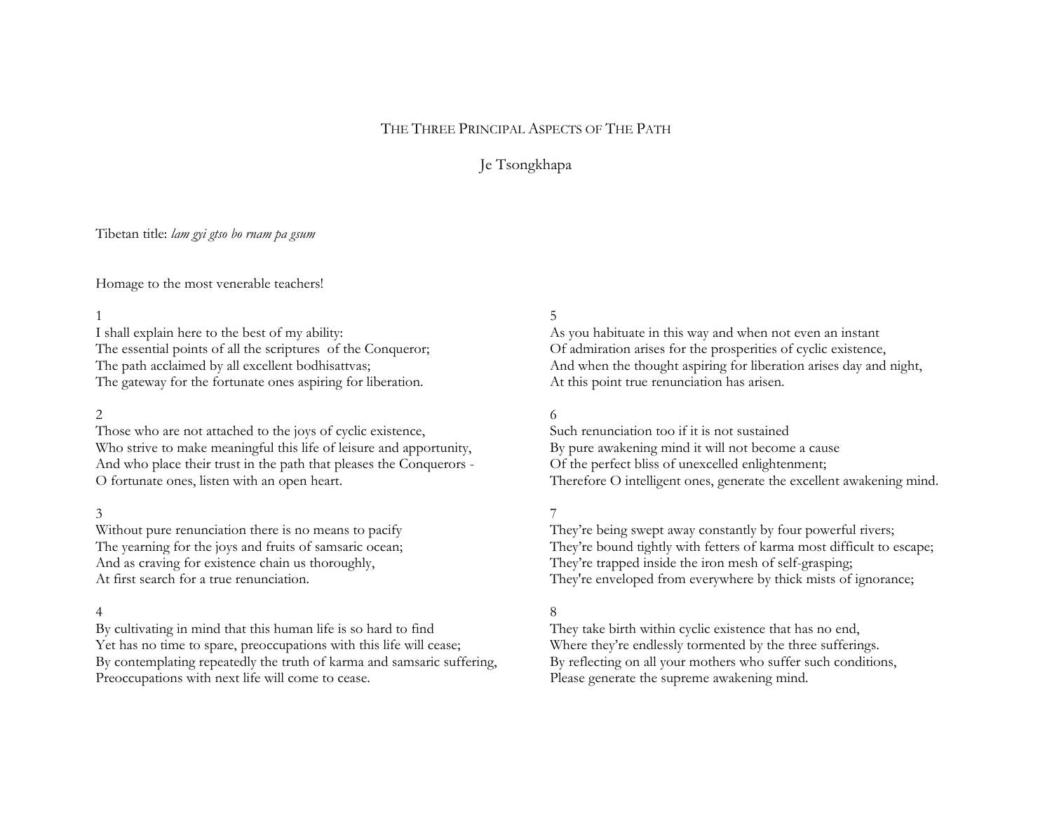# The Three Principal Aspects of The Path

## Je Tsongkhapa

Tibetan title: *lam gyi gtso bo rnam pa gsum*

Homage to the most venerable teachers!

1
I shall explain here to the best of my ability:
The essential points of all the scriptures of the Conqueror;
The path acclaimed by all excellent bodhisattvas;
The gateway for the fortunate ones aspiring for liberation.

2
Those who are not attached to the joys of cyclic existence,
Who strive to make meaningful this life of leisure and apportunity,
And who place their trust in the path that pleases the Conquerors -
O fortunate ones, listen with an open heart.

3
Without pure renunciation there is no means to pacify
The yearning for the joys and fruits of samsaric ocean;
And as craving for existence chain us thoroughly,
At first search for a true renunciation.

4
By cultivating in mind that this human life is so hard to find
Yet has no time to spare, preoccupations with this life will cease;
By contemplating repeatedly the truth of karma and samsaric suffering,
Preoccupations with next life will come to cease.

5
As you habituate in this way and when not even an instant
Of admiration arises for the prosperities of cyclic existence,
And when the thought aspiring for liberation arises day and night,
At this point true renunciation has arisen.

6
Such renunciation too if it is not sustained
By pure awakening mind it will not become a cause
Of the perfect bliss of unexcelled enlightenment;
Therefore O intelligent ones, generate the excellent awakening mind.

7
They're being swept away constantly by four powerful rivers;
They're bound tightly with fetters of karma most difficult to escape;
They're trapped inside the iron mesh of self-grasping;
They're enveloped from everywhere by thick mists of ignorance;

8
They take birth within cyclic existence that has no end,
Where they're endlessly tormented by the three sufferings.
By reflecting on all your mothers who suffer such conditions,
Please generate the supreme awakening mind.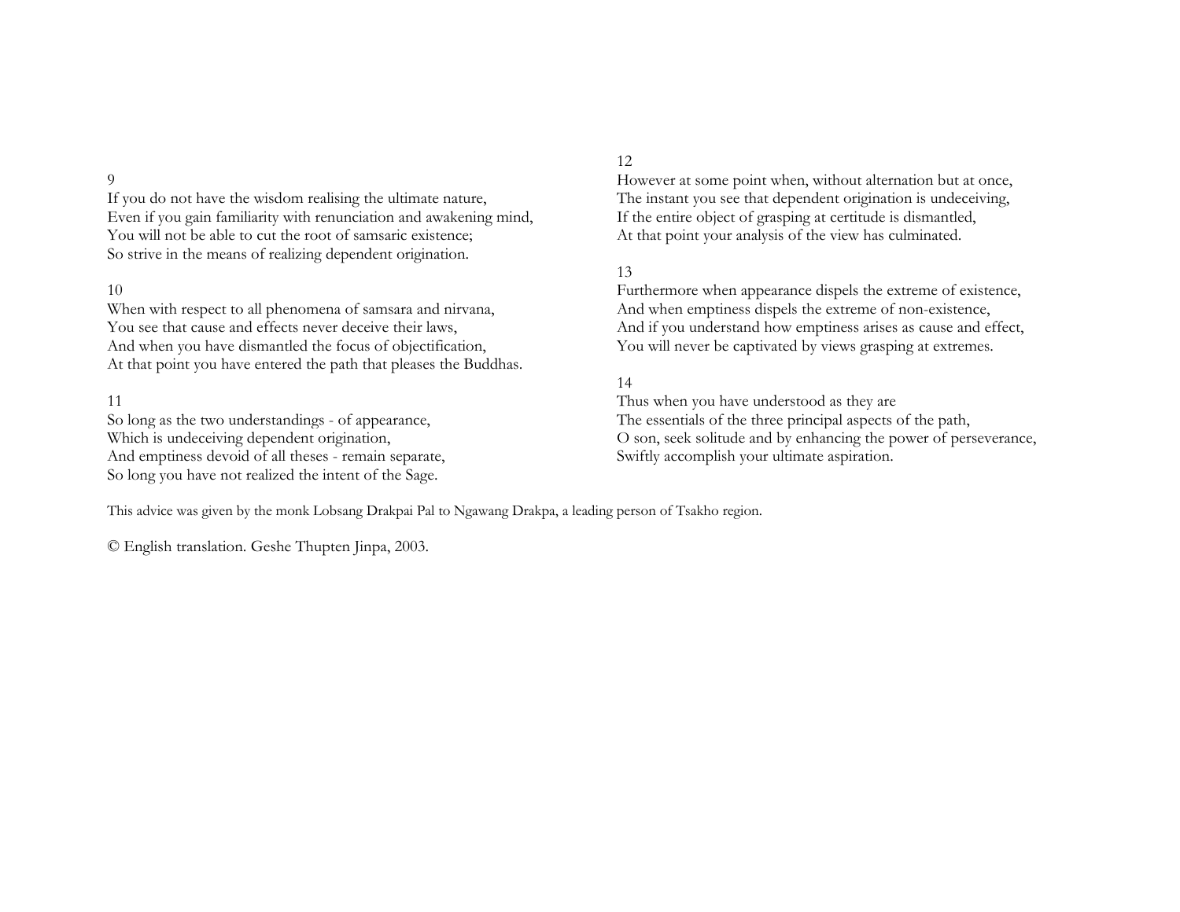9

If you do not have the wisdom realising the ultimate nature,
Even if you gain familiarity with renunciation and awakening mind,
You will not be able to cut the root of samsaric existence;
So strive in the means of realizing dependent origination.

10

When with respect to all phenomena of samsara and nirvana,
You see that cause and effects never deceive their laws,
And when you have dismantled the focus of objectification,
At that point you have entered the path that pleases the Buddhas.

11

So long as the two understandings - of appearance,
Which is undeceiving dependent origination,
And emptiness devoid of all theses - remain separate,
So long you have not realized the intent of the Sage.

12

However at some point when, without alternation but at once,
The instant you see that dependent origination is undeceiving,
If the entire object of grasping at certitude is dismantled,
At that point your analysis of the view has culminated.

13

Furthermore when appearance dispels the extreme of existence,
And when emptiness dispels the extreme of non-existence,
And if you understand how emptiness arises as cause and effect,
You will never be captivated by views grasping at extremes.

14

Thus when you have understood as they are
The essentials of the three principal aspects of the path,
O son, seek solitude and by enhancing the power of perseverance,
Swiftly accomplish your ultimate aspiration.

This advice was given by the monk Lobsang Drakpai Pal to Ngawang Drakpa, a leading person of Tsakho region.

© English translation. Geshe Thupten Jinpa, 2003.